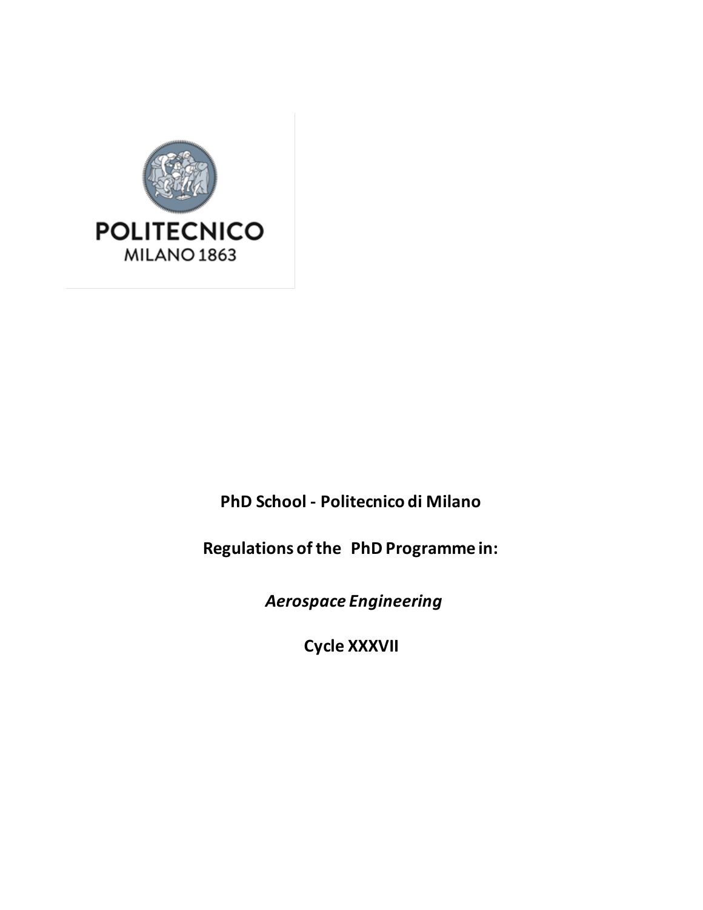POLITECNICO
MILANO 1863

**PhD School - Politecnico di Milano**

**Regulations of the PhD Programme in:**

***Aerospace Engineering***

**Cycle XXXVII**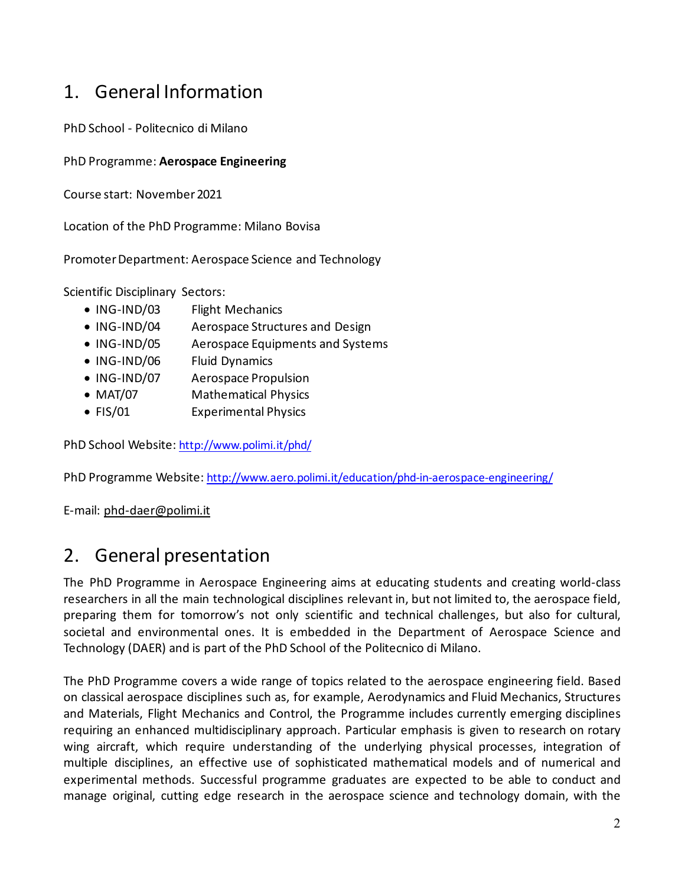# 1. General Information

PhD School - Politecnico di Milano

PhD Programme: **Aerospace Engineering**

Course start: November 2021

Location of the PhD Programme: Milano Bovisa

Promoter Department: Aerospace Science and Technology

Scientific Disciplinary Sectors:

- ING-IND/03 Flight Mechanics
- ING-IND/04 Aerospace Structures and Design
- ING-IND/05 Aerospace Equipments and Systems
- ING-IND/06 Fluid Dynamics
- ING-IND/07 Aerospace Propulsion
- MAT/07 Mathematical Physics
- FIS/01 Experimental Physics

PhD School Website: http://www.polimi.it/phd/

PhD Programme Website: http://www.aero.polimi.it/education/phd-in-aerospace-engineering/

E-mail: phd-daer@polimi.it

# 2. General presentation

The PhD Programme in Aerospace Engineering aims at educating students and creating world-class researchers in all the main technological disciplines relevant in, but not limited to, the aerospace field, preparing them for tomorrow's not only scientific and technical challenges, but also for cultural, societal and environmental ones. It is embedded in the Department of Aerospace Science and Technology (DAER) and is part of the PhD School of the Politecnico di Milano.

The PhD Programme covers a wide range of topics related to the aerospace engineering field. Based on classical aerospace disciplines such as, for example, Aerodynamics and Fluid Mechanics, Structures and Materials, Flight Mechanics and Control, the Programme includes currently emerging disciplines requiring an enhanced multidisciplinary approach. Particular emphasis is given to research on rotary wing aircraft, which require understanding of the underlying physical processes, integration of multiple disciplines, an effective use of sophisticated mathematical models and of numerical and experimental methods. Successful programme graduates are expected to be able to conduct and manage original, cutting edge research in the aerospace science and technology domain, with the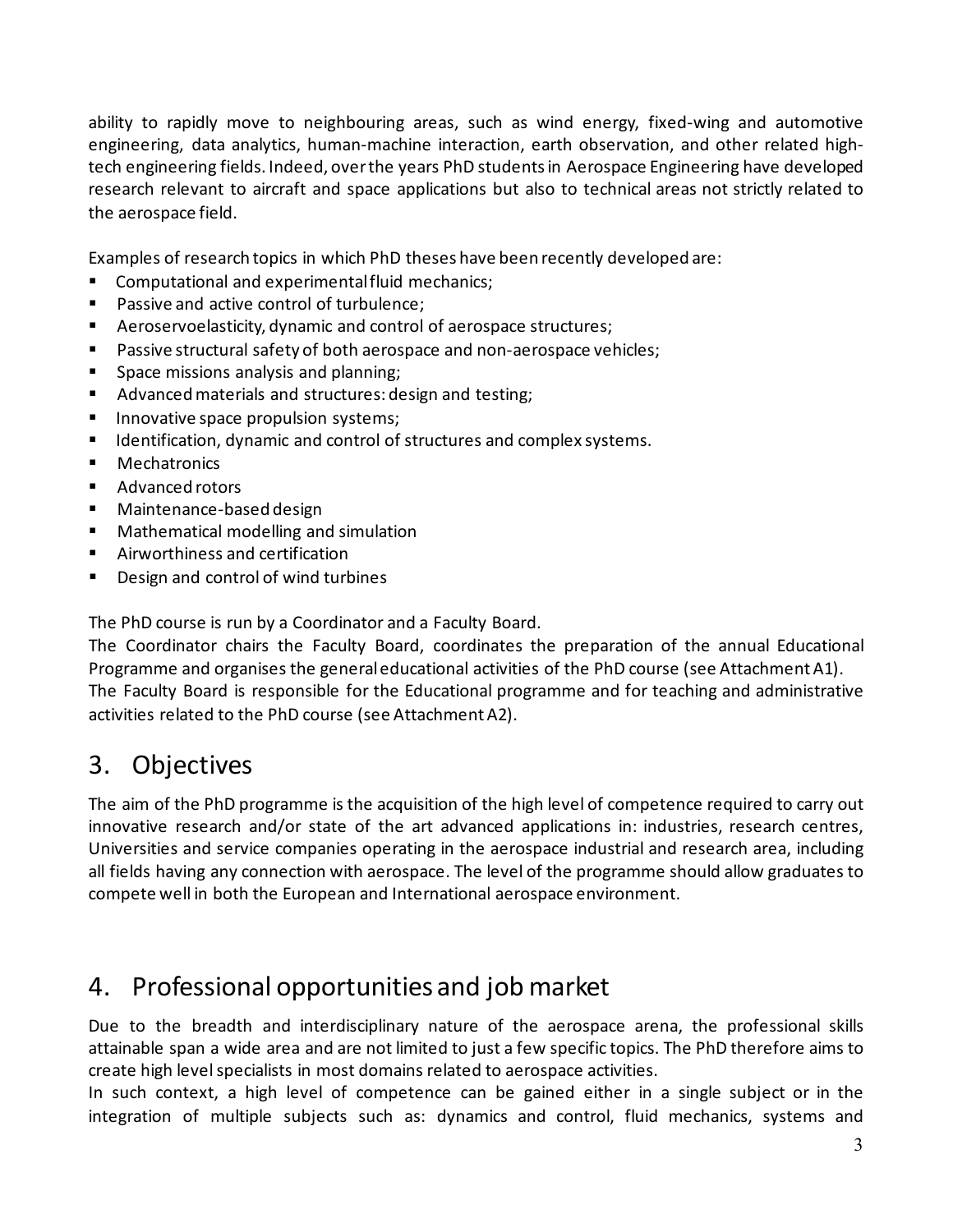ability to rapidly move to neighbouring areas, such as wind energy, fixed-wing and automotive engineering, data analytics, human-machine interaction, earth observation, and other related high-tech engineering fields. Indeed, over the years PhD students in Aerospace Engineering have developed research relevant to aircraft and space applications but also to technical areas not strictly related to the aerospace field.

Examples of research topics in which PhD theses have been recently developed are:

- Computational and experimental fluid mechanics;
- Passive and active control of turbulence;
- Aeroservoelasticity, dynamic and control of aerospace structures;
- Passive structural safety of both aerospace and non-aerospace vehicles;
- Space missions analysis and planning;
- Advanced materials and structures: design and testing;
- Innovative space propulsion systems;
- Identification, dynamic and control of structures and complex systems.
- Mechatronics
- Advanced rotors
- Maintenance-based design
- Mathematical modelling and simulation
- Airworthiness and certification
- Design and control of wind turbines

The PhD course is run by a Coordinator and a Faculty Board.
The Coordinator chairs the Faculty Board, coordinates the preparation of the annual Educational Programme and organises the general educational activities of the PhD course (see Attachment A1).
The Faculty Board is responsible for the Educational programme and for teaching and administrative activities related to the PhD course (see Attachment A2).

## 3. Objectives

The aim of the PhD programme is the acquisition of the high level of competence required to carry out innovative research and/or state of the art advanced applications in: industries, research centres, Universities and service companies operating in the aerospace industrial and research area, including all fields having any connection with aerospace. The level of the programme should allow graduates to compete well in both the European and International aerospace environment.

## 4. Professional opportunities and job market

Due to the breadth and interdisciplinary nature of the aerospace arena, the professional skills attainable span a wide area and are not limited to just a few specific topics. The PhD therefore aims to create high level specialists in most domains related to aerospace activities.
In such context, a high level of competence can be gained either in a single subject or in the integration of multiple subjects such as: dynamics and control, fluid mechanics, systems and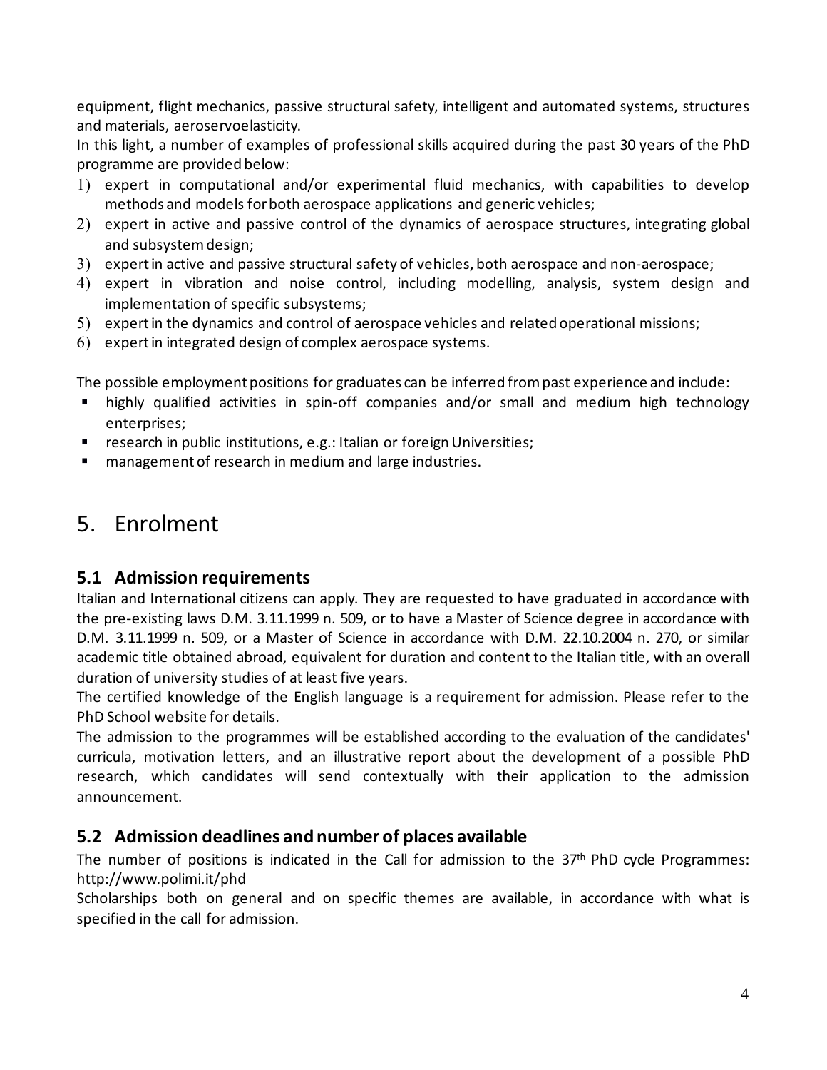equipment, flight mechanics, passive structural safety, intelligent and automated systems, structures and materials, aeroservoelasticity.

In this light, a number of examples of professional skills acquired during the past 30 years of the PhD programme are provided below:

1) expert in computational and/or experimental fluid mechanics, with capabilities to develop methods and models for both aerospace applications and generic vehicles;
2) expert in active and passive control of the dynamics of aerospace structures, integrating global and subsystem design;
3) expert in active and passive structural safety of vehicles, both aerospace and non-aerospace;
4) expert in vibration and noise control, including modelling, analysis, system design and implementation of specific subsystems;
5) expert in the dynamics and control of aerospace vehicles and related operational missions;
6) expert in integrated design of complex aerospace systems.

The possible employment positions for graduates can be inferred from past experience and include:

- highly qualified activities in spin-off companies and/or small and medium high technology enterprises;
- research in public institutions, e.g.: Italian or foreign Universities;
- management of research in medium and large industries.

# 5. Enrolment

## 5.1 Admission requirements

Italian and International citizens can apply. They are requested to have graduated in accordance with the pre-existing laws D.M. 3.11.1999 n. 509, or to have a Master of Science degree in accordance with D.M. 3.11.1999 n. 509, or a Master of Science in accordance with D.M. 22.10.2004 n. 270, or similar academic title obtained abroad, equivalent for duration and content to the Italian title, with an overall duration of university studies of at least five years.

The certified knowledge of the English language is a requirement for admission. Please refer to the PhD School website for details.

The admission to the programmes will be established according to the evaluation of the candidates' curricula, motivation letters, and an illustrative report about the development of a possible PhD research, which candidates will send contextually with their application to the admission announcement.

## 5.2 Admission deadlines and number of places available

The number of positions is indicated in the Call for admission to the 37th PhD cycle Programmes: http://www.polimi.it/phd

Scholarships both on general and on specific themes are available, in accordance with what is specified in the call for admission.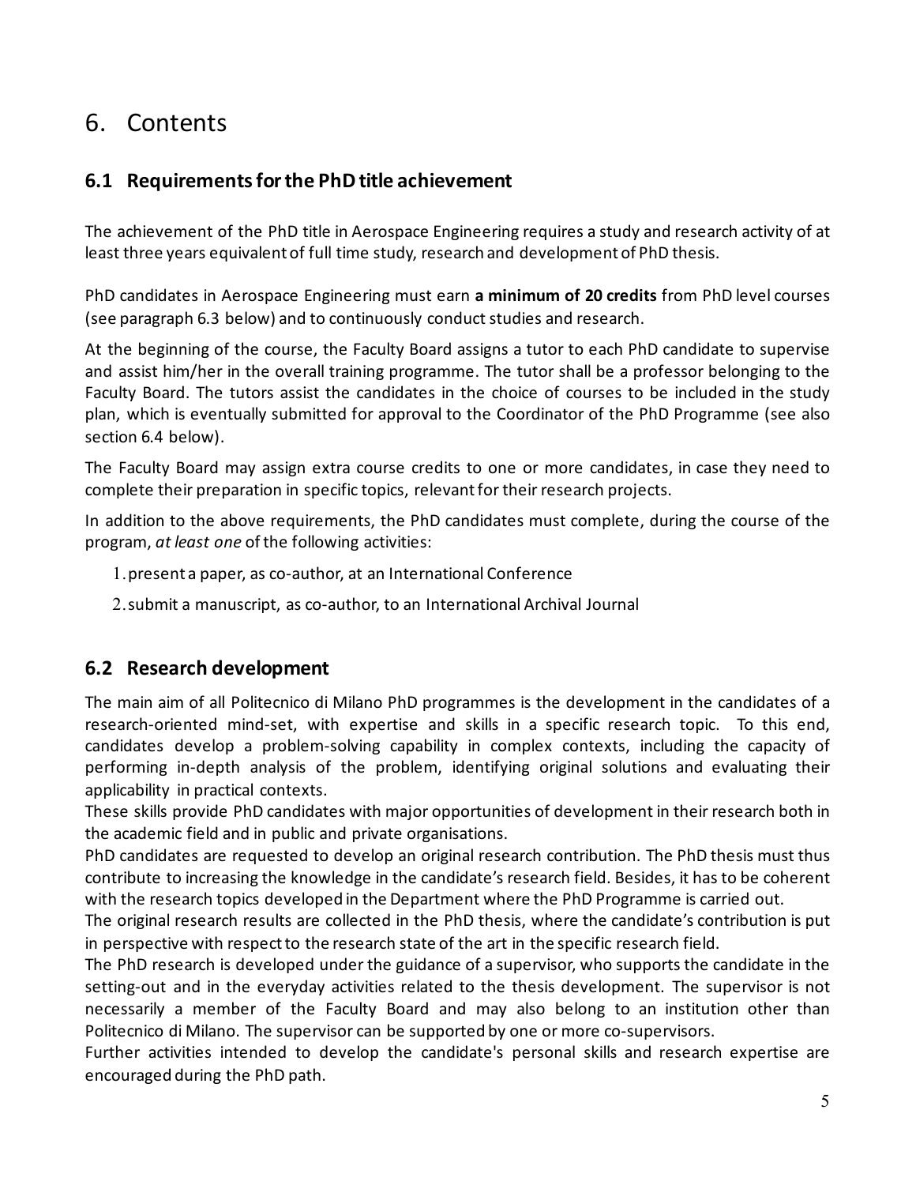# 6. Contents

## 6.1 Requirements for the PhD title achievement

The achievement of the PhD title in Aerospace Engineering requires a study and research activity of at least three years equivalent of full time study, research and development of PhD thesis.

PhD candidates in Aerospace Engineering must earn **a minimum of 20 credits** from PhD level courses (see paragraph 6.3 below) and to continuously conduct studies and research.

At the beginning of the course, the Faculty Board assigns a tutor to each PhD candidate to supervise and assist him/her in the overall training programme. The tutor shall be a professor belonging to the Faculty Board. The tutors assist the candidates in the choice of courses to be included in the study plan, which is eventually submitted for approval to the Coordinator of the PhD Programme (see also section 6.4 below).

The Faculty Board may assign extra course credits to one or more candidates, in case they need to complete their preparation in specific topics, relevant for their research projects.

In addition to the above requirements, the PhD candidates must complete, during the course of the program, *at least one* of the following activities:

1. present a paper, as co-author, at an International Conference
2. submit a manuscript, as co-author, to an International Archival Journal

## 6.2 Research development

The main aim of all Politecnico di Milano PhD programmes is the development in the candidates of a research-oriented mind-set, with expertise and skills in a specific research topic. To this end, candidates develop a problem-solving capability in complex contexts, including the capacity of performing in-depth analysis of the problem, identifying original solutions and evaluating their applicability in practical contexts.

These skills provide PhD candidates with major opportunities of development in their research both in the academic field and in public and private organisations.

PhD candidates are requested to develop an original research contribution. The PhD thesis must thus contribute to increasing the knowledge in the candidate's research field. Besides, it has to be coherent with the research topics developed in the Department where the PhD Programme is carried out.

The original research results are collected in the PhD thesis, where the candidate's contribution is put in perspective with respect to the research state of the art in the specific research field.

The PhD research is developed under the guidance of a supervisor, who supports the candidate in the setting-out and in the everyday activities related to the thesis development. The supervisor is not necessarily a member of the Faculty Board and may also belong to an institution other than Politecnico di Milano. The supervisor can be supported by one or more co-supervisors.

Further activities intended to develop the candidate's personal skills and research expertise are encouraged during the PhD path.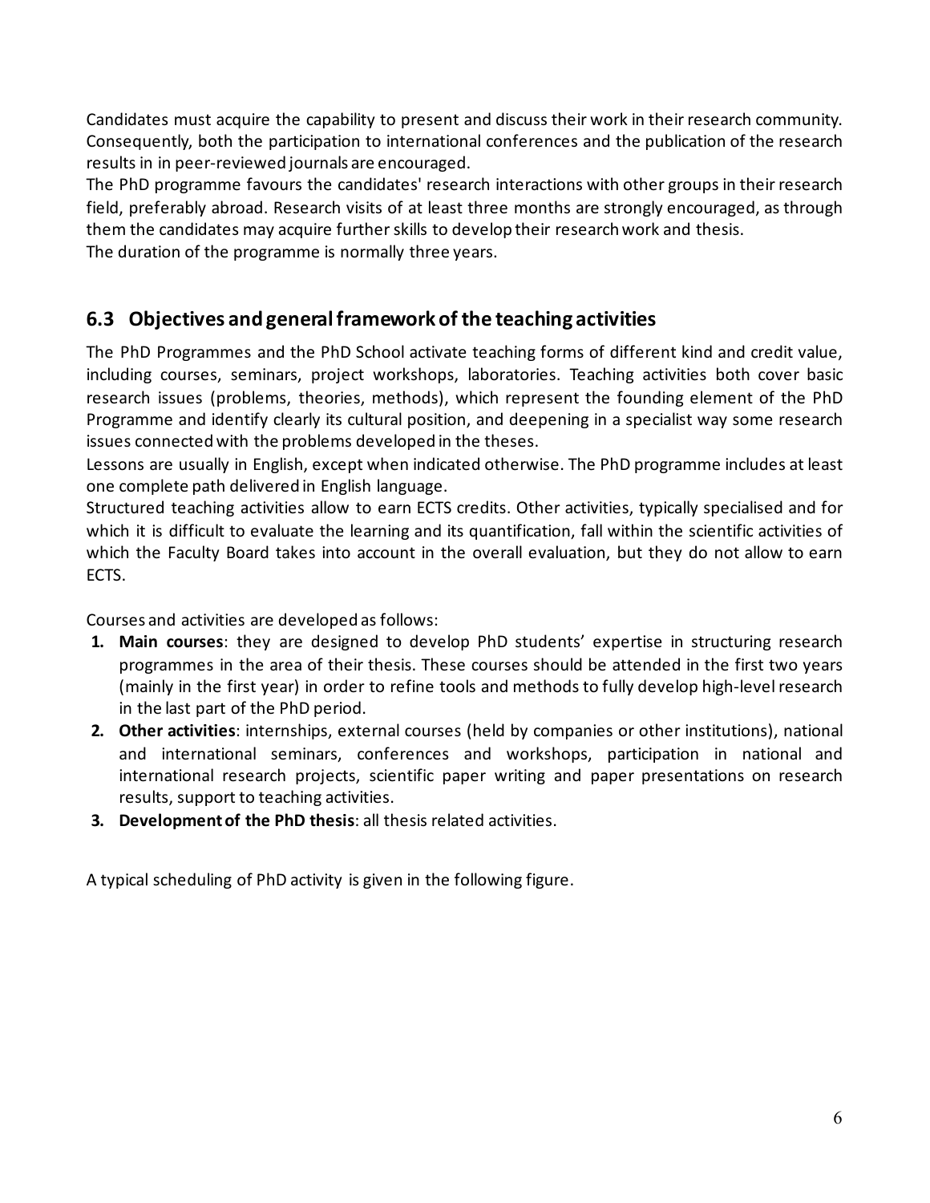Candidates must acquire the capability to present and discuss their work in their research community. Consequently, both the participation to international conferences and the publication of the research results in in peer-reviewed journals are encouraged.
The PhD programme favours the candidates' research interactions with other groups in their research field, preferably abroad. Research visits of at least three months are strongly encouraged, as through them the candidates may acquire further skills to develop their research work and thesis.
The duration of the programme is normally three years.

## 6.3 Objectives and general framework of the teaching activities

The PhD Programmes and the PhD School activate teaching forms of different kind and credit value, including courses, seminars, project workshops, laboratories. Teaching activities both cover basic research issues (problems, theories, methods), which represent the founding element of the PhD Programme and identify clearly its cultural position, and deepening in a specialist way some research issues connected with the problems developed in the theses.
Lessons are usually in English, except when indicated otherwise. The PhD programme includes at least one complete path delivered in English language.
Structured teaching activities allow to earn ECTS credits. Other activities, typically specialised and for which it is difficult to evaluate the learning and its quantification, fall within the scientific activities of which the Faculty Board takes into account in the overall evaluation, but they do not allow to earn ECTS.

Courses and activities are developed as follows:

1. **Main courses**: they are designed to develop PhD students' expertise in structuring research programmes in the area of their thesis. These courses should be attended in the first two years (mainly in the first year) in order to refine tools and methods to fully develop high-level research in the last part of the PhD period.
2. **Other activities**: internships, external courses (held by companies or other institutions), national and international seminars, conferences and workshops, participation in national and international research projects, scientific paper writing and paper presentations on research results, support to teaching activities.
3. **Development of the PhD thesis**: all thesis related activities.

A typical scheduling of PhD activity is given in the following figure.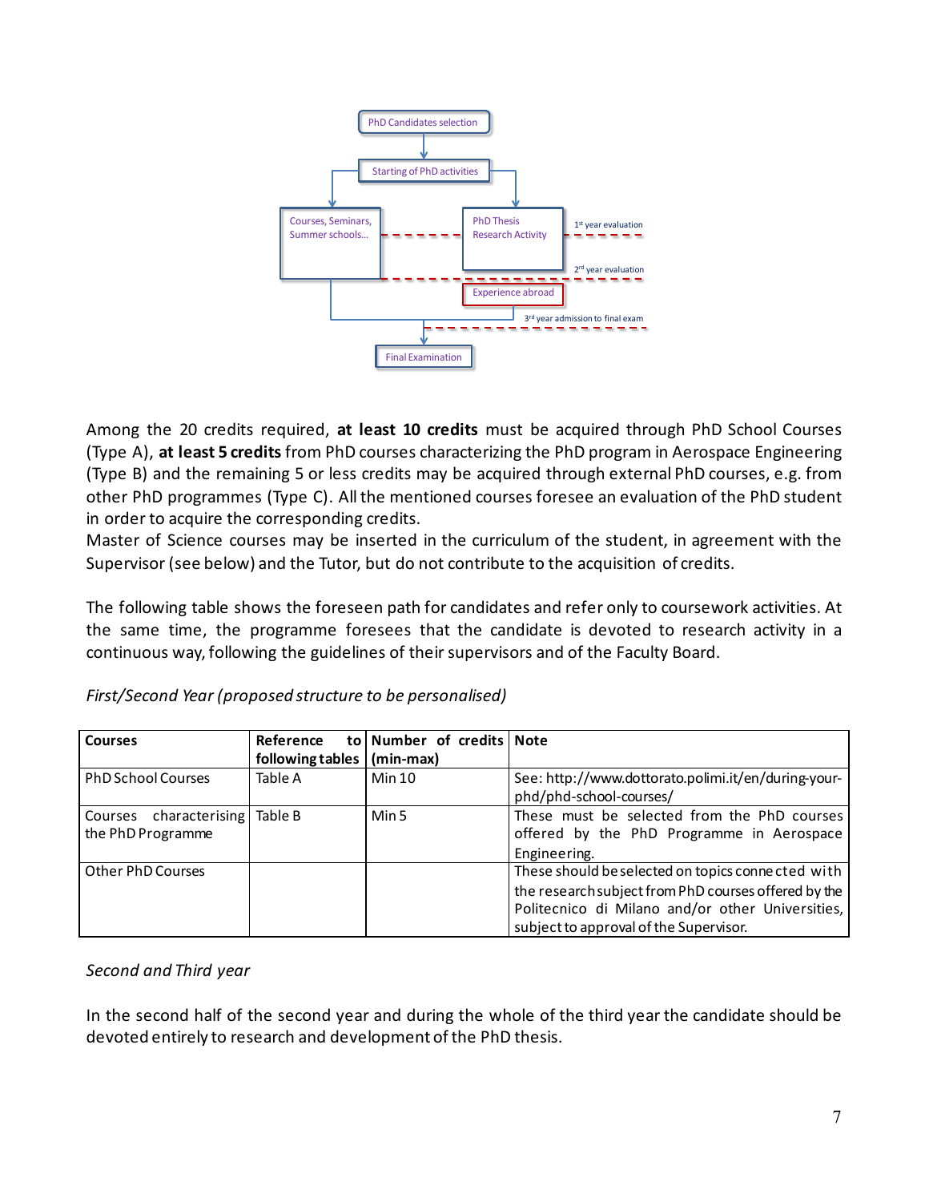PhD Candidates selection

Starting of PhD activities

Courses, Seminars, Summer schools...

PhD Thesis Research Activity

1st year evaluation

2nd year evaluation

Experience abroad

3rd year admission to final exam

Final Examination

Among the 20 credits required, **at least 10 credits** must be acquired through PhD School Courses (Type A), **at least 5 credits** from PhD courses characterizing the PhD program in Aerospace Engineering (Type B) and the remaining 5 or less credits may be acquired through external PhD courses, e.g. from other PhD programmes (Type C). All the mentioned courses foresee an evaluation of the PhD student in order to acquire the corresponding credits.
Master of Science courses may be inserted in the curriculum of the student, in agreement with the Supervisor (see below) and the Tutor, but do not contribute to the acquisition of credits.

The following table shows the foreseen path for candidates and refer only to coursework activities. At the same time, the programme foresees that the candidate is devoted to research activity in a continuous way, following the guidelines of their supervisors and of the Faculty Board.

*First/Second Year (proposed structure to be personalised)*

| **Courses** | **Reference to following tables** | **Number of credits (min-max)** | **Note** |
| --- | --- | --- | --- |
| PhD School Courses | Table A | Min 10 | See: http://www.dottorato.polimi.it/en/during-your-phd/phd-school-courses/ |
| Courses characterising the PhD Programme | Table B | Min 5 | These must be selected from the PhD courses offered by the PhD Programme in Aerospace Engineering. |
| Other PhD Courses | | | These should be selected on topics connected with the research subject from PhD courses offered by the Politecnico di Milano and/or other Universities, subject to approval of the Supervisor. |

*Second and Third year*

In the second half of the second year and during the whole of the third year the candidate should be devoted entirely to research and development of the PhD thesis.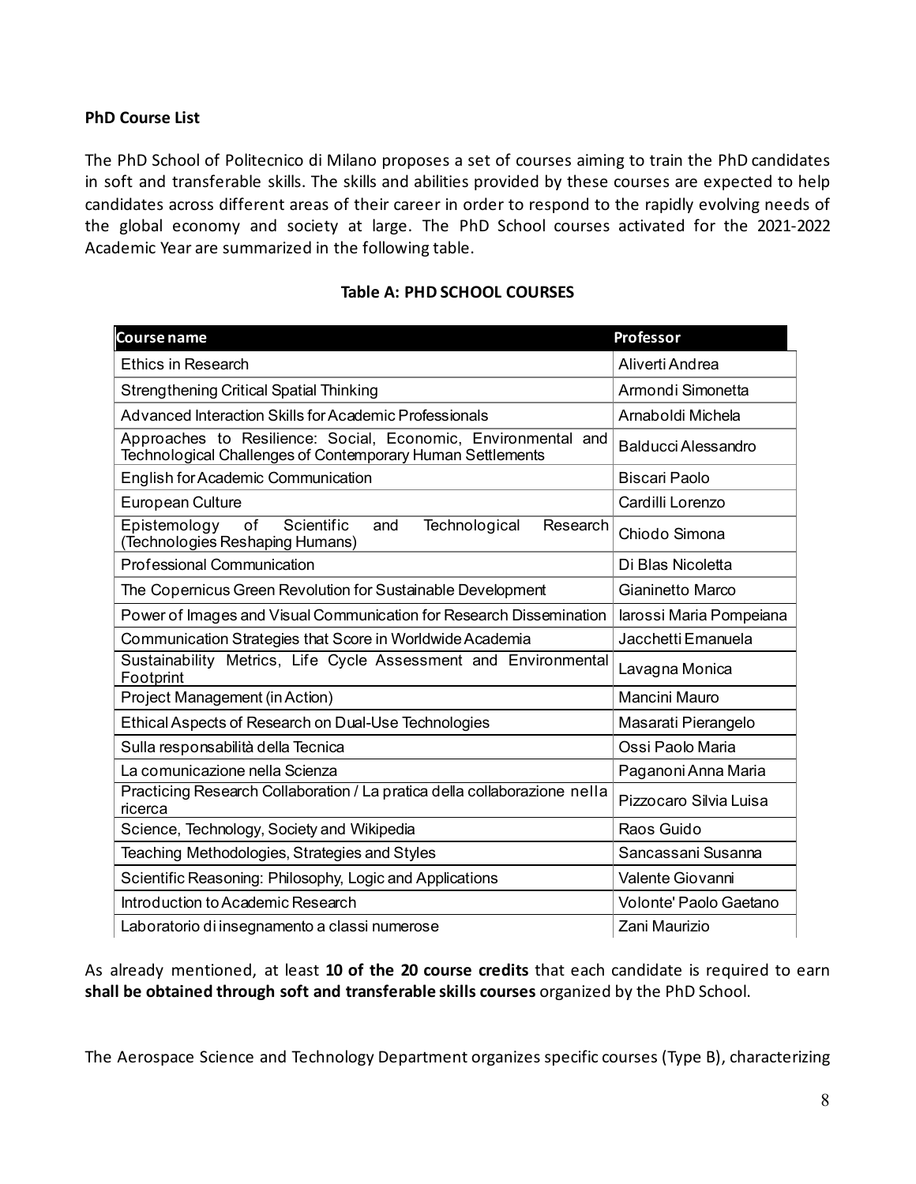**PhD Course List**

The PhD School of Politecnico di Milano proposes a set of courses aiming to train the PhD candidates in soft and transferable skills. The skills and abilities provided by these courses are expected to help candidates across different areas of their career in order to respond to the rapidly evolving needs of the global economy and society at large. The PhD School courses activated for the 2021-2022 Academic Year are summarized in the following table.

**Table A: PHD SCHOOL COURSES**

| Course name | Professor |
|---|---|
| Ethics in Research | Aliverti Andrea |
| Strengthening Critical Spatial Thinking | Armondi Simonetta |
| Advanced Interaction Skills for Academic Professionals | Arnaboldi Michela |
| Approaches to Resilience: Social, Economic, Environmental and Technological Challenges of Contemporary Human Settlements | Balducci Alessandro |
| English for Academic Communication | Biscari Paolo |
| European Culture | Cardilli Lorenzo |
| Epistemology of Scientific and Technological Research (Technologies Reshaping Humans) | Chiodo Simona |
| Professional Communication | Di Blas Nicoletta |
| The Copernicus Green Revolution for Sustainable Development | Gianinetto Marco |
| Power of Images and Visual Communication for Research Dissemination | Iarossi Maria Pompeiana |
| Communication Strategies that Score in Worldwide Academia | Jacchetti Emanuela |
| Sustainability Metrics, Life Cycle Assessment and Environmental Footprint | Lavagna Monica |
| Project Management (in Action) | Mancini Mauro |
| Ethical Aspects of Research on Dual-Use Technologies | Masarati Pierangelo |
| Sulla responsabilità della Tecnica | Ossi Paolo Maria |
| La comunicazione nella Scienza | Paganoni Anna Maria |
| Practicing Research Collaboration / La pratica della collaborazione nella ricerca | Pizzocaro Silvia Luisa |
| Science, Technology, Society and Wikipedia | Raos Guido |
| Teaching Methodologies, Strategies and Styles | Sancassani Susanna |
| Scientific Reasoning: Philosophy, Logic and Applications | Valente Giovanni |
| Introduction to Academic Research | Volonte' Paolo Gaetano |
| Laboratorio di insegnamento a classi numerose | Zani Maurizio |

As already mentioned, at least **10 of the 20 course credits** that each candidate is required to earn **shall be obtained through soft and transferable skills courses** organized by the PhD School.

The Aerospace Science and Technology Department organizes specific courses (Type B), characterizing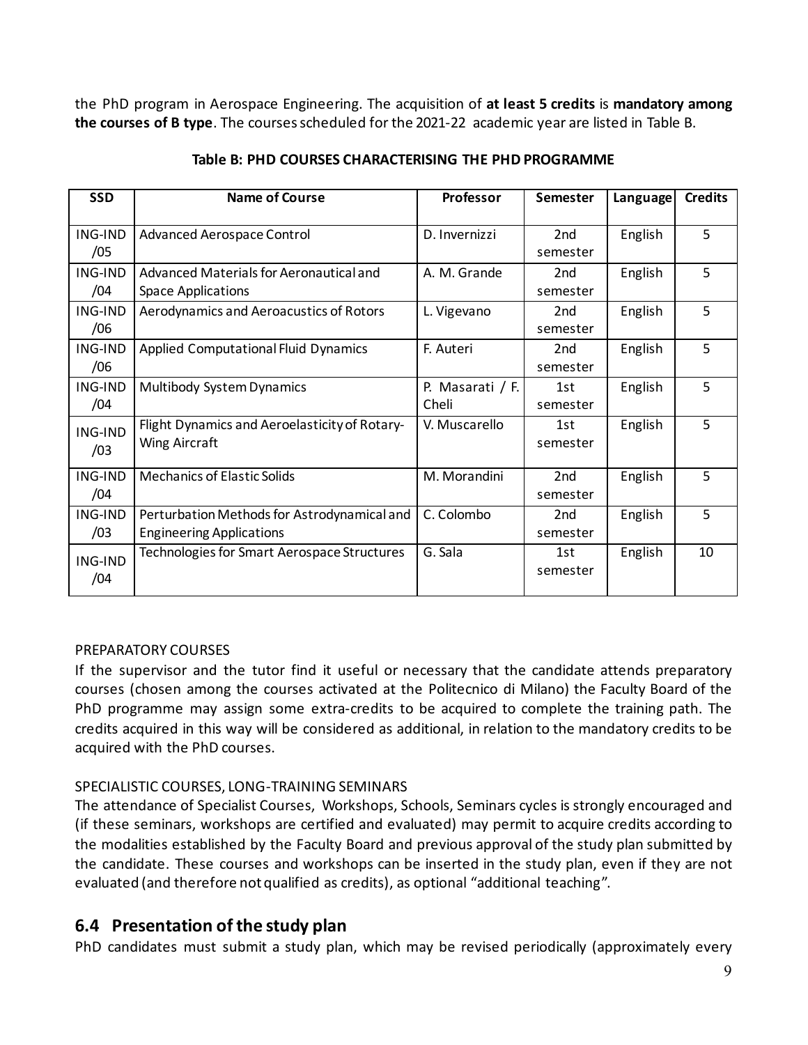the PhD program in Aerospace Engineering. The acquisition of **at least 5 credits** is **mandatory among the courses of B type**. The courses scheduled for the 2021-22 academic year are listed in Table B.

**Table B: PHD COURSES CHARACTERISING THE PHD PROGRAMME**

| SSD | Name of Course | Professor | Semester | Language | Credits |
|---|---|---|---|---|---|
| ING-IND /05 | Advanced Aerospace Control | D. Invernizzi | 2nd semester | English | 5 |
| ING-IND /04 | Advanced Materials for Aeronautical and Space Applications | A. M. Grande | 2nd semester | English | 5 |
| ING-IND /06 | Aerodynamics and Aeroacustics of Rotors | L. Vigevano | 2nd semester | English | 5 |
| ING-IND /06 | Applied Computational Fluid Dynamics | F. Auteri | 2nd semester | English | 5 |
| ING-IND /04 | Multibody System Dynamics | P. Masarati / F. Cheli | 1st semester | English | 5 |
| ING-IND /03 | Flight Dynamics and Aeroelasticity of Rotary-Wing Aircraft | V. Muscarello | 1st semester | English | 5 |
| ING-IND /04 | Mechanics of Elastic Solids | M. Morandini | 2nd semester | English | 5 |
| ING-IND /03 | Perturbation Methods for Astrodynamical and Engineering Applications | C. Colombo | 2nd semester | English | 5 |
| ING-IND /04 | Technologies for Smart Aerospace Structures | G. Sala | 1st semester | English | 10 |

PREPARATORY COURSES

If the supervisor and the tutor find it useful or necessary that the candidate attends preparatory courses (chosen among the courses activated at the Politecnico di Milano) the Faculty Board of the PhD programme may assign some extra-credits to be acquired to complete the training path. The credits acquired in this way will be considered as additional, in relation to the mandatory credits to be acquired with the PhD courses.

SPECIALISTIC COURSES, LONG-TRAINING SEMINARS

The attendance of Specialist Courses, Workshops, Schools, Seminars cycles is strongly encouraged and (if these seminars, workshops are certified and evaluated) may permit to acquire credits according to the modalities established by the Faculty Board and previous approval of the study plan submitted by the candidate. These courses and workshops can be inserted in the study plan, even if they are not evaluated (and therefore not qualified as credits), as optional "additional teaching".

## 6.4 Presentation of the study plan

PhD candidates must submit a study plan, which may be revised periodically (approximately every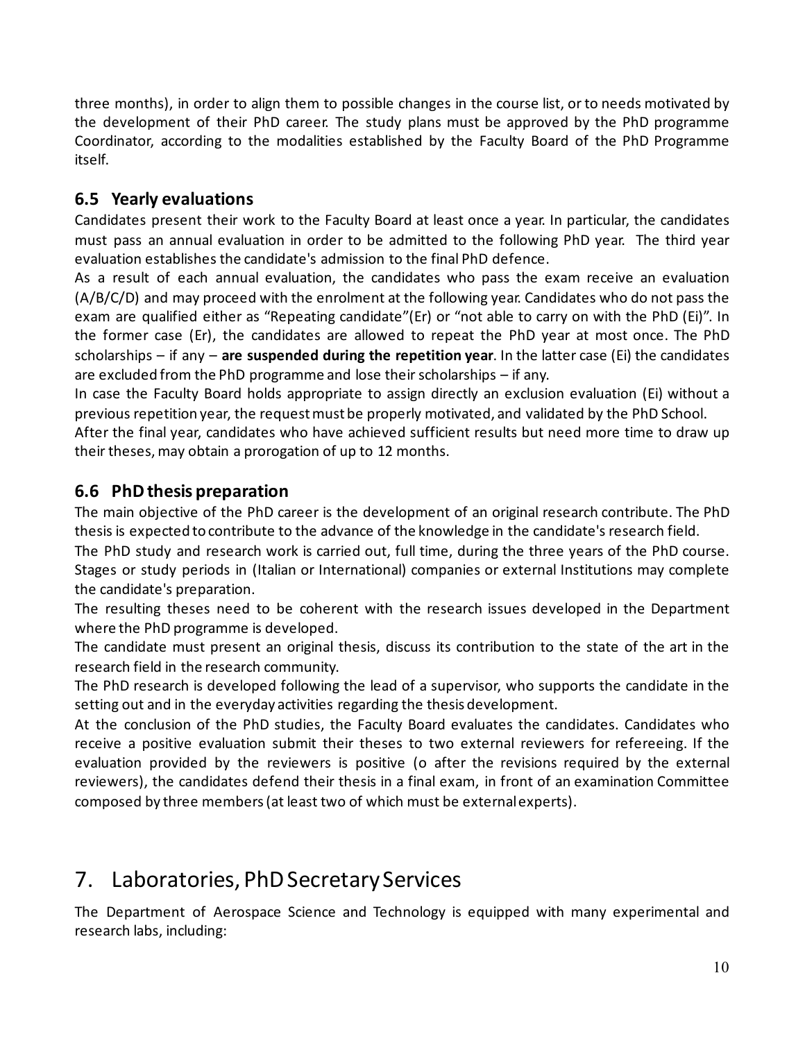three months), in order to align them to possible changes in the course list, or to needs motivated by the development of their PhD career. The study plans must be approved by the PhD programme Coordinator, according to the modalities established by the Faculty Board of the PhD Programme itself.

### 6.5 Yearly evaluations

Candidates present their work to the Faculty Board at least once a year. In particular, the candidates must pass an annual evaluation in order to be admitted to the following PhD year. The third year evaluation establishes the candidate's admission to the final PhD defence.

As a result of each annual evaluation, the candidates who pass the exam receive an evaluation (A/B/C/D) and may proceed with the enrolment at the following year. Candidates who do not pass the exam are qualified either as "Repeating candidate"(Er) or "not able to carry on with the PhD (Ei)". In the former case (Er), the candidates are allowed to repeat the PhD year at most once. The PhD scholarships – if any – **are suspended during the repetition year**. In the latter case (Ei) the candidates are excluded from the PhD programme and lose their scholarships – if any.

In case the Faculty Board holds appropriate to assign directly an exclusion evaluation (Ei) without a previous repetition year, the request must be properly motivated, and validated by the PhD School.

After the final year, candidates who have achieved sufficient results but need more time to draw up their theses, may obtain a prorogation of up to 12 months.

### 6.6 PhD thesis preparation

The main objective of the PhD career is the development of an original research contribute. The PhD thesis is expected to contribute to the advance of the knowledge in the candidate's research field.

The PhD study and research work is carried out, full time, during the three years of the PhD course. Stages or study periods in (Italian or International) companies or external Institutions may complete the candidate's preparation.

The resulting theses need to be coherent with the research issues developed in the Department where the PhD programme is developed.

The candidate must present an original thesis, discuss its contribution to the state of the art in the research field in the research community.

The PhD research is developed following the lead of a supervisor, who supports the candidate in the setting out and in the everyday activities regarding the thesis development.

At the conclusion of the PhD studies, the Faculty Board evaluates the candidates. Candidates who receive a positive evaluation submit their theses to two external reviewers for refereeing. If the evaluation provided by the reviewers is positive (o after the revisions required by the external reviewers), the candidates defend their thesis in a final exam, in front of an examination Committee composed by three members (at least two of which must be external experts).

## 7. Laboratories, PhD Secretary Services

The Department of Aerospace Science and Technology is equipped with many experimental and research labs, including: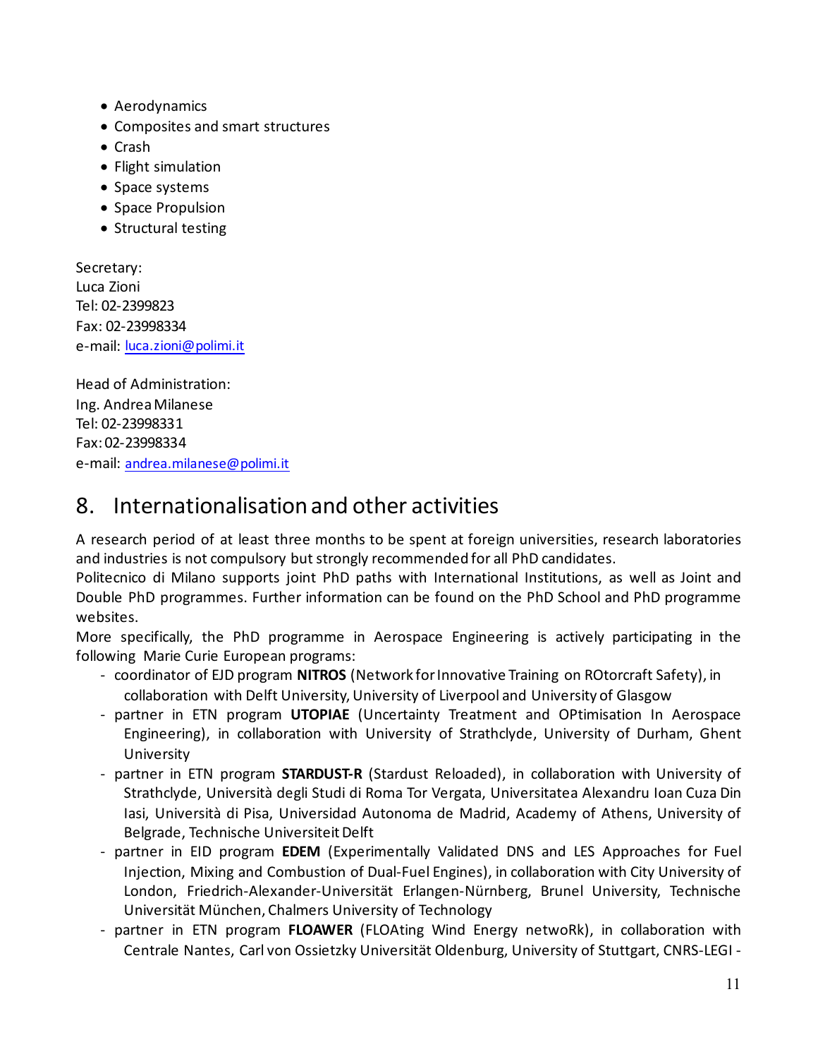- Aerodynamics
- Composites and smart structures
- Crash
- Flight simulation
- Space systems
- Space Propulsion
- Structural testing

Secretary:
Luca Zioni
Tel: 02-2399823
Fax: 02-23998334
e-mail: luca.zioni@polimi.it

Head of Administration:
Ing. Andrea Milanese
Tel: 02-23998331
Fax: 02-23998334
e-mail: andrea.milanese@polimi.it

## 8. Internationalisation and other activities

A research period of at least three months to be spent at foreign universities, research laboratories and industries is not compulsory but strongly recommended for all PhD candidates.
Politecnico di Milano supports joint PhD paths with International Institutions, as well as Joint and Double PhD programmes. Further information can be found on the PhD School and PhD programme websites.
More specifically, the PhD programme in Aerospace Engineering is actively participating in the following Marie Curie European programs:

- coordinator of EJD program **NITROS** (Network for Innovative Training on ROtorcraft Safety), in collaboration with Delft University, University of Liverpool and University of Glasgow
- partner in ETN program **UTOPIAE** (Uncertainty Treatment and OPtimisation In Aerospace Engineering), in collaboration with University of Strathclyde, University of Durham, Ghent University
- partner in ETN program **STARDUST-R** (Stardust Reloaded), in collaboration with University of Strathclyde, Università degli Studi di Roma Tor Vergata, Universitatea Alexandru Ioan Cuza Din Iasi, Università di Pisa, Universidad Autonoma de Madrid, Academy of Athens, University of Belgrade, Technische Universiteit Delft
- partner in EID program **EDEM** (Experimentally Validated DNS and LES Approaches for Fuel Injection, Mixing and Combustion of Dual-Fuel Engines), in collaboration with City University of London, Friedrich-Alexander-Universität Erlangen-Nürnberg, Brunel University, Technische Universität München, Chalmers University of Technology
- partner in ETN program **FLOAWER** (FLOAting Wind Energy netwoRk), in collaboration with Centrale Nantes, Carl von Ossietzky Universität Oldenburg, University of Stuttgart, CNRS-LEGI -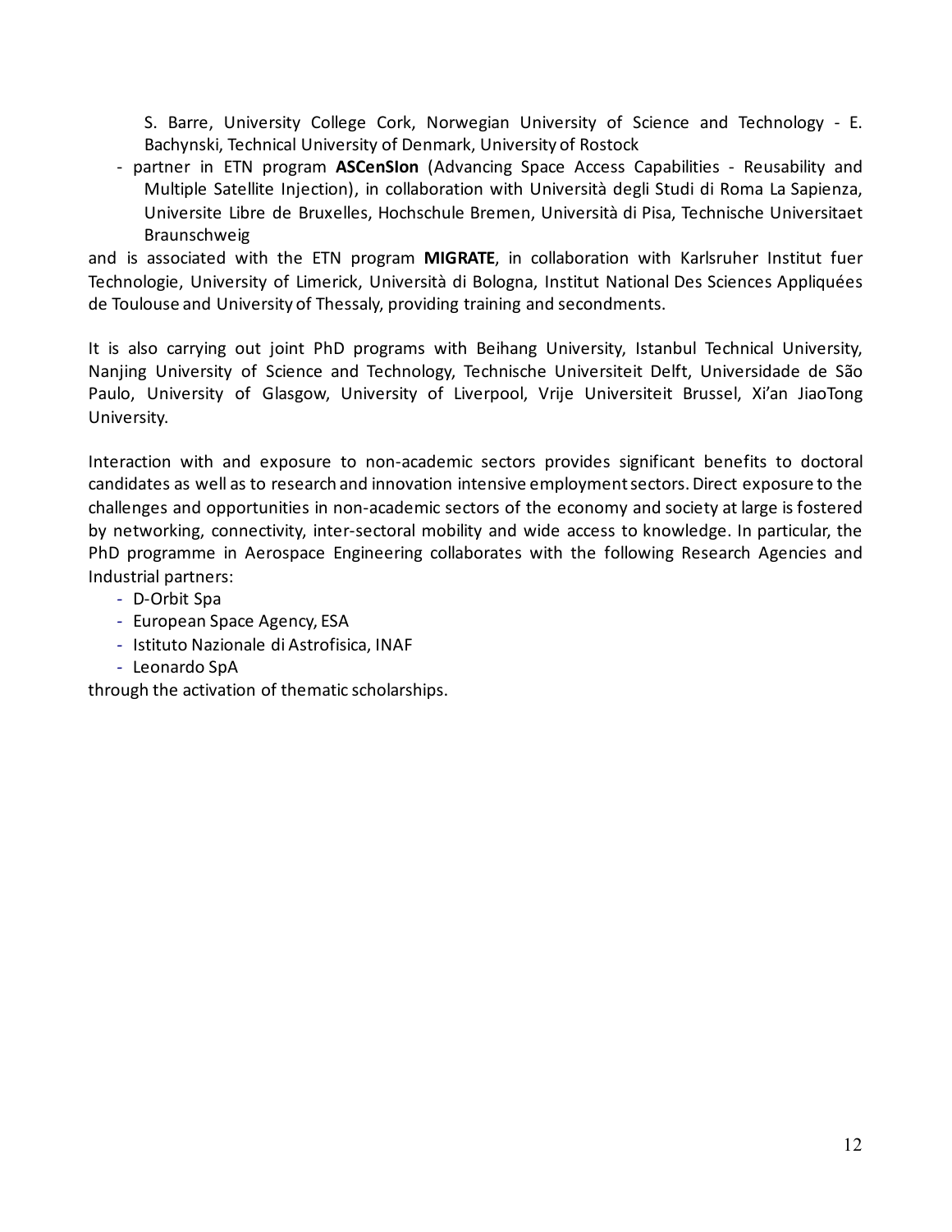S. Barre, University College Cork, Norwegian University of Science and Technology - E. Bachynski, Technical University of Denmark, University of Rostock

- partner in ETN program **ASCenSIon** (Advancing Space Access Capabilities - Reusability and Multiple Satellite Injection), in collaboration with Università degli Studi di Roma La Sapienza, Universite Libre de Bruxelles, Hochschule Bremen, Università di Pisa, Technische Universitaet Braunschweig

and is associated with the ETN program **MIGRATE**, in collaboration with Karlsruher Institut fuer Technologie, University of Limerick, Università di Bologna, Institut National Des Sciences Appliquées de Toulouse and University of Thessaly, providing training and secondments.

It is also carrying out joint PhD programs with Beihang University, Istanbul Technical University, Nanjing University of Science and Technology, Technische Universiteit Delft, Universidade de São Paulo, University of Glasgow, University of Liverpool, Vrije Universiteit Brussel, Xi'an JiaoTong University.

Interaction with and exposure to non-academic sectors provides significant benefits to doctoral candidates as well as to research and innovation intensive employment sectors. Direct exposure to the challenges and opportunities in non-academic sectors of the economy and society at large is fostered by networking, connectivity, inter-sectoral mobility and wide access to knowledge. In particular, the PhD programme in Aerospace Engineering collaborates with the following Research Agencies and Industrial partners:

- D-Orbit Spa
- European Space Agency, ESA
- Istituto Nazionale di Astrofisica, INAF
- Leonardo SpA

through the activation of thematic scholarships.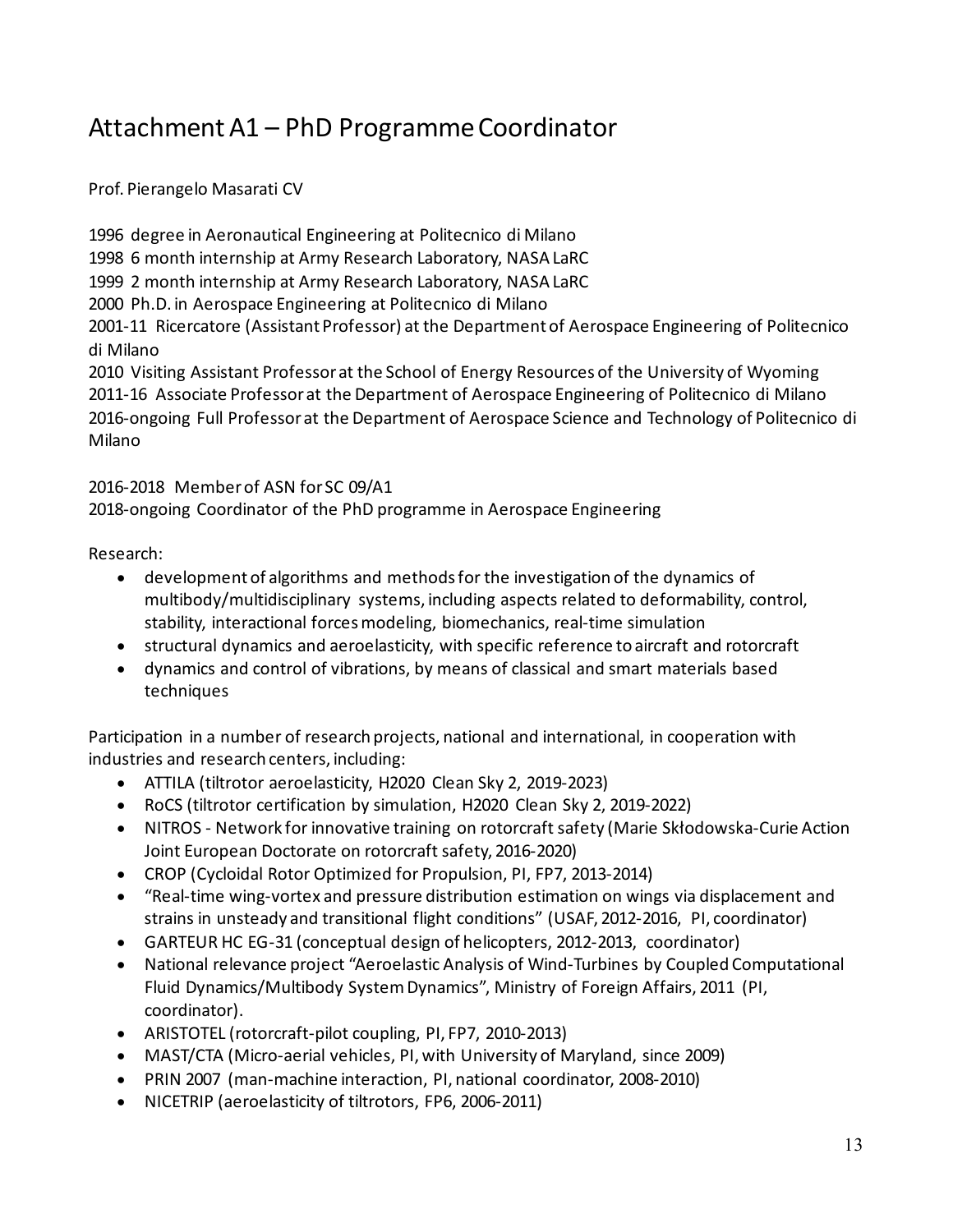# Attachment A1 – PhD Programme Coordinator

Prof. Pierangelo Masarati CV

1996 degree in Aeronautical Engineering at Politecnico di Milano
1998 6 month internship at Army Research Laboratory, NASA LaRC
1999 2 month internship at Army Research Laboratory, NASA LaRC
2000 Ph.D. in Aerospace Engineering at Politecnico di Milano
2001-11 Ricercatore (Assistant Professor) at the Department of Aerospace Engineering of Politecnico di Milano
2010 Visiting Assistant Professor at the School of Energy Resources of the University of Wyoming
2011-16 Associate Professor at the Department of Aerospace Engineering of Politecnico di Milano
2016-ongoing Full Professor at the Department of Aerospace Science and Technology of Politecnico di Milano

2016-2018 Member of ASN for SC 09/A1
2018-ongoing Coordinator of the PhD programme in Aerospace Engineering

Research:

- development of algorithms and methods for the investigation of the dynamics of multibody/multidisciplinary systems, including aspects related to deformability, control, stability, interactional forces modeling, biomechanics, real-time simulation
- structural dynamics and aeroelasticity, with specific reference to aircraft and rotorcraft
- dynamics and control of vibrations, by means of classical and smart materials based techniques

Participation in a number of research projects, national and international, in cooperation with industries and research centers, including:

- ATTILA (tiltrotor aeroelasticity, H2020 Clean Sky 2, 2019-2023)
- RoCS (tiltrotor certification by simulation, H2020 Clean Sky 2, 2019-2022)
- NITROS - Network for innovative training on rotorcraft safety (Marie Skłodowska-Curie Action Joint European Doctorate on rotorcraft safety, 2016-2020)
- CROP (Cycloidal Rotor Optimized for Propulsion, PI, FP7, 2013-2014)
- "Real-time wing-vortex and pressure distribution estimation on wings via displacement and strains in unsteady and transitional flight conditions" (USAF, 2012-2016, PI, coordinator)
- GARTEUR HC EG-31 (conceptual design of helicopters, 2012-2013, coordinator)
- National relevance project "Aeroelastic Analysis of Wind-Turbines by Coupled Computational Fluid Dynamics/Multibody System Dynamics", Ministry of Foreign Affairs, 2011 (PI, coordinator).
- ARISTOTEL (rotorcraft-pilot coupling, PI, FP7, 2010-2013)
- MAST/CTA (Micro-aerial vehicles, PI, with University of Maryland, since 2009)
- PRIN 2007 (man-machine interaction, PI, national coordinator, 2008-2010)
- NICETRIP (aeroelasticity of tiltrotors, FP6, 2006-2011)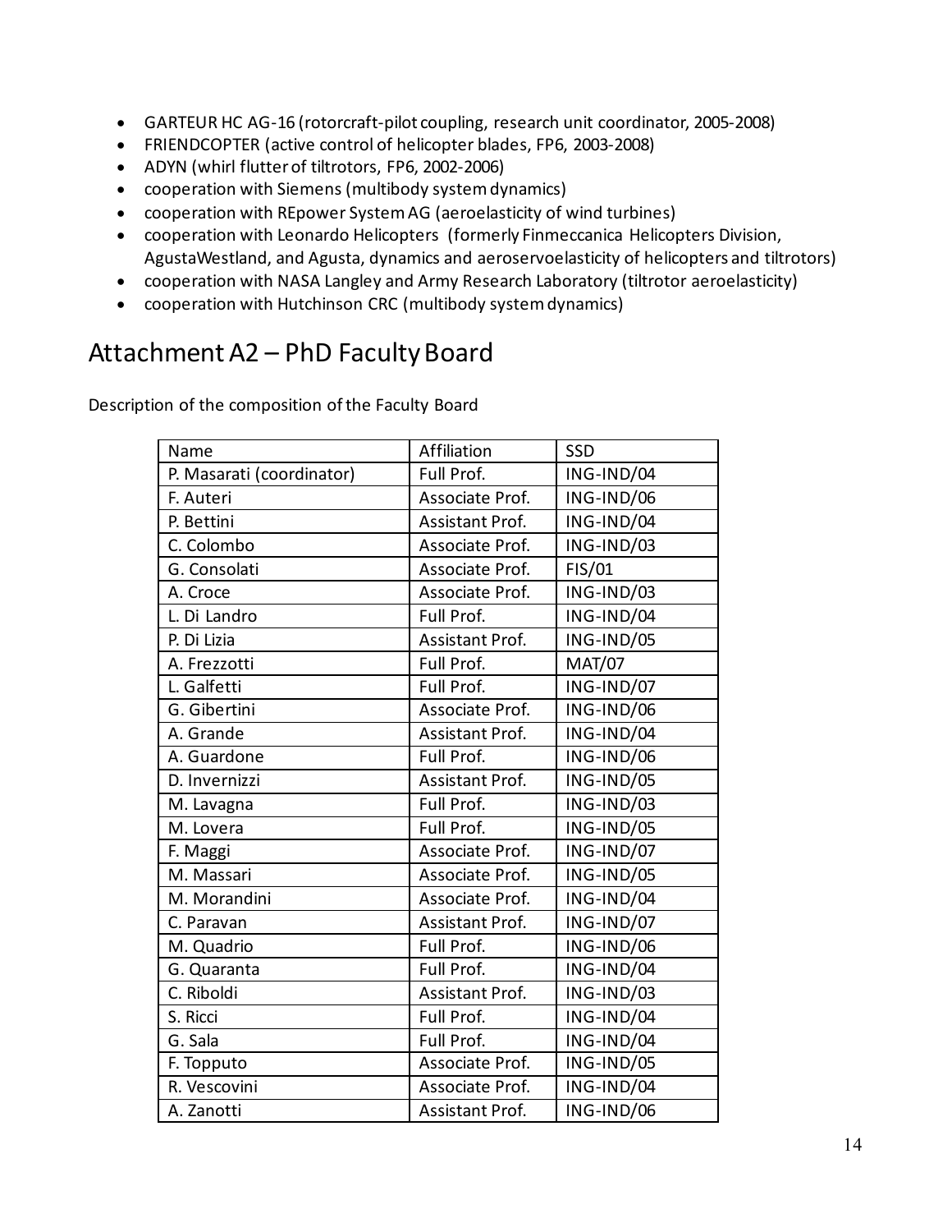- GARTEUR HC AG-16 (rotorcraft-pilot coupling, research unit coordinator, 2005-2008)
- FRIENDCOPTER (active control of helicopter blades, FP6, 2003-2008)
- ADYN (whirl flutter of tiltrotors, FP6, 2002-2006)
- cooperation with Siemens (multibody system dynamics)
- cooperation with REpower System AG (aeroelasticity of wind turbines)
- cooperation with Leonardo Helicopters (formerly Finmeccanica Helicopters Division, AgustaWestland, and Agusta, dynamics and aeroservoelasticity of helicopters and tiltrotors)
- cooperation with NASA Langley and Army Research Laboratory (tiltrotor aeroelasticity)
- cooperation with Hutchinson CRC (multibody system dynamics)

# Attachment A2 – PhD Faculty Board

Description of the composition of the Faculty Board

| Name | Affiliation | SSD |
| --- | --- | --- |
| P. Masarati (coordinator) | Full Prof. | ING-IND/04 |
| F. Auteri | Associate Prof. | ING-IND/06 |
| P. Bettini | Assistant Prof. | ING-IND/04 |
| C. Colombo | Associate Prof. | ING-IND/03 |
| G. Consolati | Associate Prof. | FIS/01 |
| A. Croce | Associate Prof. | ING-IND/03 |
| L. Di Landro | Full Prof. | ING-IND/04 |
| P. Di Lizia | Assistant Prof. | ING-IND/05 |
| A. Frezzotti | Full Prof. | MAT/07 |
| L. Galfetti | Full Prof. | ING-IND/07 |
| G. Gibertini | Associate Prof. | ING-IND/06 |
| A. Grande | Assistant Prof. | ING-IND/04 |
| A. Guardone | Full Prof. | ING-IND/06 |
| D. Invernizzi | Assistant Prof. | ING-IND/05 |
| M. Lavagna | Full Prof. | ING-IND/03 |
| M. Lovera | Full Prof. | ING-IND/05 |
| F. Maggi | Associate Prof. | ING-IND/07 |
| M. Massari | Associate Prof. | ING-IND/05 |
| M. Morandini | Associate Prof. | ING-IND/04 |
| C. Paravan | Assistant Prof. | ING-IND/07 |
| M. Quadrio | Full Prof. | ING-IND/06 |
| G. Quaranta | Full Prof. | ING-IND/04 |
| C. Riboldi | Assistant Prof. | ING-IND/03 |
| S. Ricci | Full Prof. | ING-IND/04 |
| G. Sala | Full Prof. | ING-IND/04 |
| F. Topputo | Associate Prof. | ING-IND/05 |
| R. Vescovini | Associate Prof. | ING-IND/04 |
| A. Zanotti | Assistant Prof. | ING-IND/06 |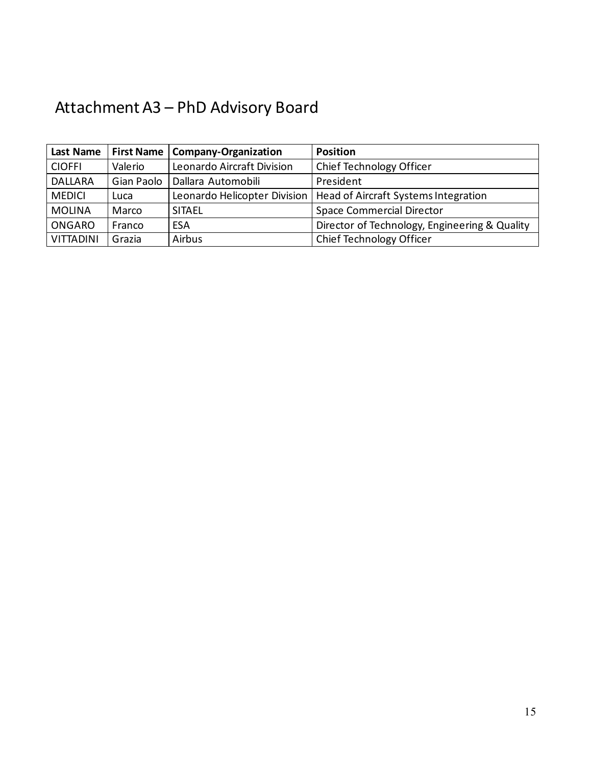# Attachment A3 – PhD Advisory Board

| Last Name | First Name | Company-Organization | Position |
|---|---|---|---|
| CIOFFI | Valerio | Leonardo Aircraft Division | Chief Technology Officer |
| DALLARA | Gian Paolo | Dallara Automobili | President |
| MEDICI | Luca | Leonardo Helicopter Division | Head of Aircraft Systems Integration |
| MOLINA | Marco | SITAEL | Space Commercial Director |
| ONGARO | Franco | ESA | Director of Technology, Engineering & Quality |
| VITTADINI | Grazia | Airbus | Chief Technology Officer |